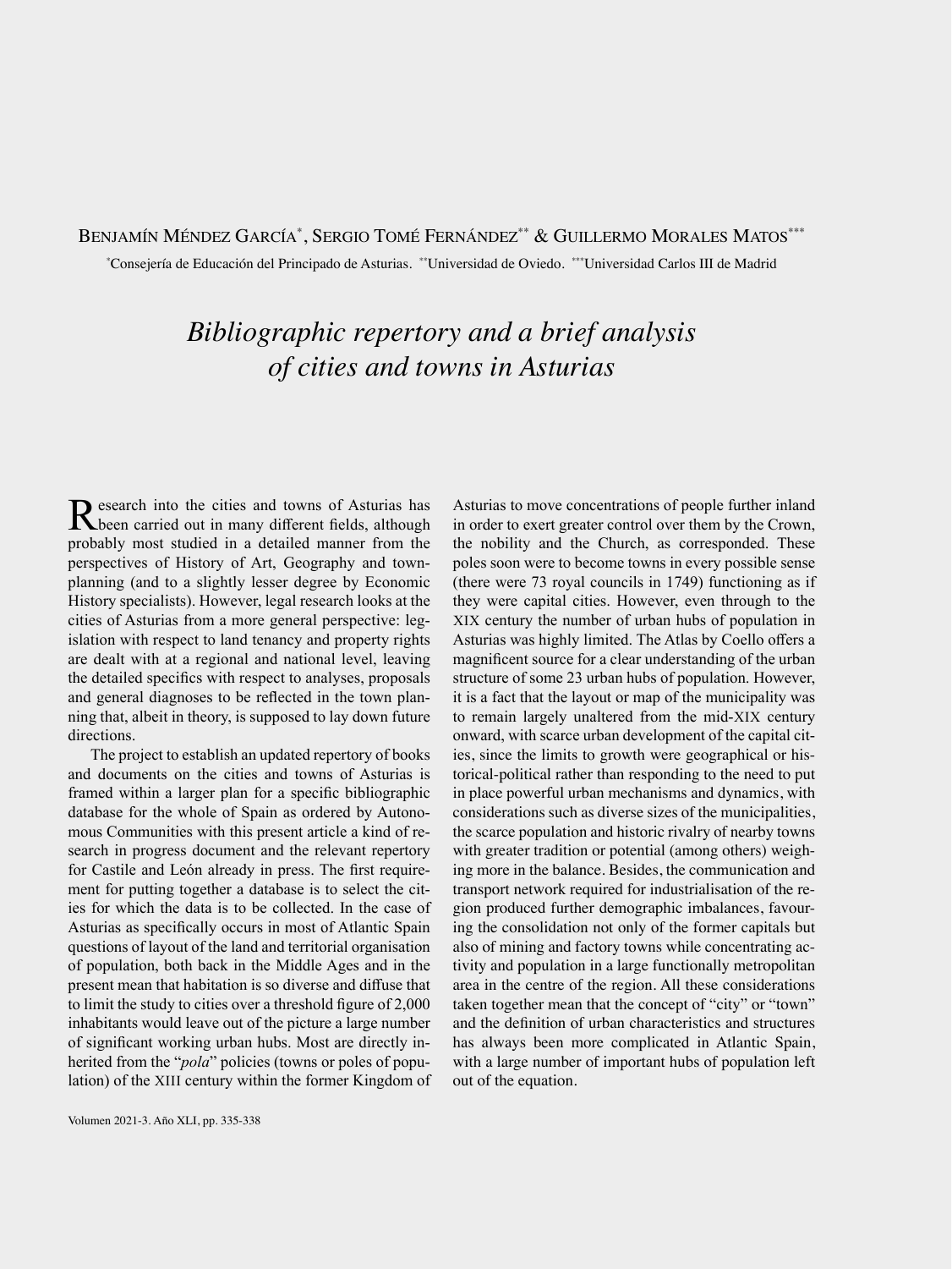Benjamín Méndez García[*], Sergio Tomé Fernández[**] & Guillermo Morales Matos[***]

[*]Consejería de Educación del Principado de Asturias. [**]Universidad de Oviedo. [***]Universidad Carlos III de Madrid

# *Bibliographic repertory and a brief analysis of cities and towns in Asturias*

Research into the cities and towns of Asturias has been carried out in many different fields, although probably most studied in a detailed manner from the perspectives of History of Art, Geography and town-planning (and to a slightly lesser degree by Economic History specialists). However, legal research looks at the cities of Asturias from a more general perspective: legislation with respect to land tenancy and property rights are dealt with at a regional and national level, leaving the detailed specifics with respect to analyses, proposals and general diagnoses to be reflected in the town planning that, albeit in theory, is supposed to lay down future directions.

The project to establish an updated repertory of books and documents on the cities and towns of Asturias is framed within a larger plan for a specific bibliographic database for the whole of Spain as ordered by Autonomous Communities with this present article a kind of research in progress document and the relevant repertory for Castile and León already in press. The first requirement for putting together a database is to select the cities for which the data is to be collected. In the case of Asturias as specifically occurs in most of Atlantic Spain questions of layout of the land and territorial organisation of population, both back in the Middle Ages and in the present mean that habitation is so diverse and diffuse that to limit the study to cities over a threshold figure of 2,000 inhabitants would leave out of the picture a large number of significant working urban hubs. Most are directly inherited from the "*pola*" policies (towns or poles of population) of the XIII century within the former Kingdom of Asturias to move concentrations of people further inland in order to exert greater control over them by the Crown, the nobility and the Church, as corresponded. These poles soon were to become towns in every possible sense (there were 73 royal councils in 1749) functioning as if they were capital cities. However, even through to the XIX century the number of urban hubs of population in Asturias was highly limited. The Atlas by Coello offers a magnificent source for a clear understanding of the urban structure of some 23 urban hubs of population. However, it is a fact that the layout or map of the municipality was to remain largely unaltered from the mid-XIX century onward, with scarce urban development of the capital cities, since the limits to growth were geographical or historical-political rather than responding to the need to put in place powerful urban mechanisms and dynamics, with considerations such as diverse sizes of the municipalities, the scarce population and historic rivalry of nearby towns with greater tradition or potential (among others) weighing more in the balance. Besides, the communication and transport network required for industrialisation of the region produced further demographic imbalances, favouring the consolidation not only of the former capitals but also of mining and factory towns while concentrating activity and population in a large functionally metropolitan area in the centre of the region. All these considerations taken together mean that the concept of "city" or "town" and the definition of urban characteristics and structures has always been more complicated in Atlantic Spain, with a large number of important hubs of population left out of the equation.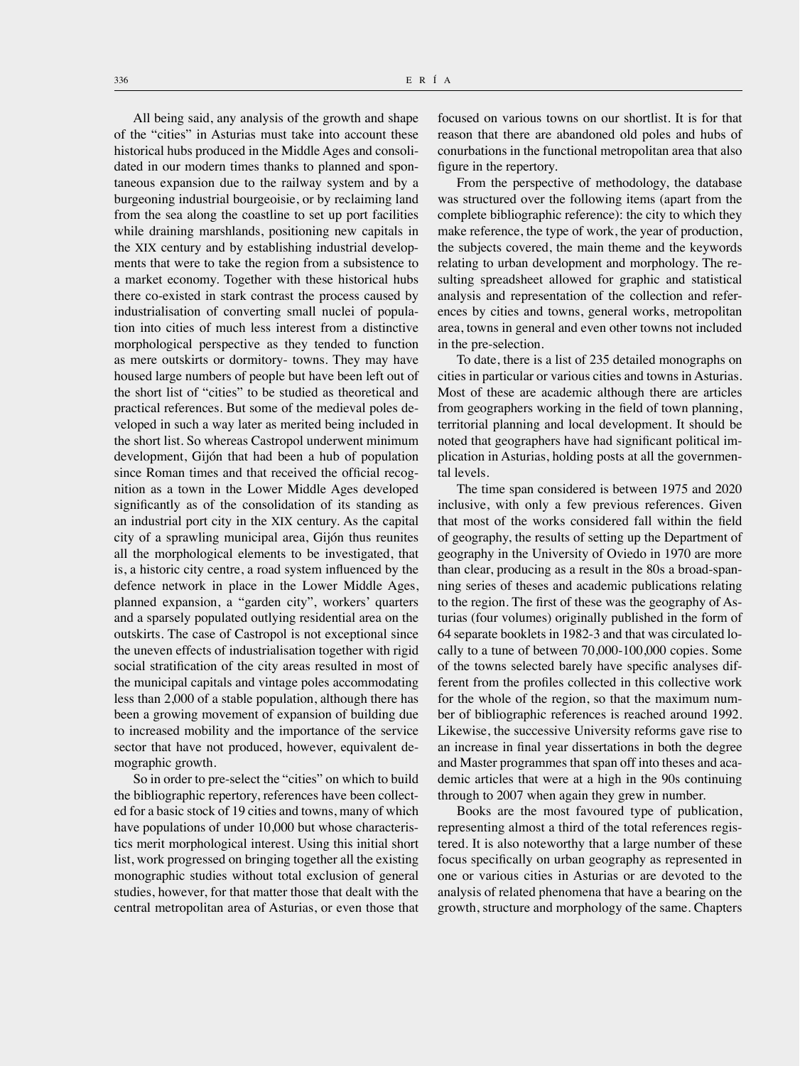All being said, any analysis of the growth and shape of the "cities" in Asturias must take into account these historical hubs produced in the Middle Ages and consolidated in our modern times thanks to planned and spontaneous expansion due to the railway system and by a burgeoning industrial bourgeoisie, or by reclaiming land from the sea along the coastline to set up port facilities while draining marshlands, positioning new capitals in the XIX century and by establishing industrial developments that were to take the region from a subsistence to a market economy. Together with these historical hubs there co-existed in stark contrast the process caused by industrialisation of converting small nuclei of population into cities of much less interest from a distinctive morphological perspective as they tended to function as mere outskirts or dormitory- towns. They may have housed large numbers of people but have been left out of the short list of "cities" to be studied as theoretical and practical references. But some of the medieval poles developed in such a way later as merited being included in the short list. So whereas Castropol underwent minimum development, Gijón that had been a hub of population since Roman times and that received the official recognition as a town in the Lower Middle Ages developed significantly as of the consolidation of its standing as an industrial port city in the XIX century. As the capital city of a sprawling municipal area, Gijón thus reunites all the morphological elements to be investigated, that is, a historic city centre, a road system influenced by the defence network in place in the Lower Middle Ages, planned expansion, a "garden city", workers' quarters and a sparsely populated outlying residential area on the outskirts. The case of Castropol is not exceptional since the uneven effects of industrialisation together with rigid social stratification of the city areas resulted in most of the municipal capitals and vintage poles accommodating less than 2,000 of a stable population, although there has been a growing movement of expansion of building due to increased mobility and the importance of the service sector that have not produced, however, equivalent demographic growth.

So in order to pre-select the "cities" on which to build the bibliographic repertory, references have been collected for a basic stock of 19 cities and towns, many of which have populations of under 10,000 but whose characteristics merit morphological interest. Using this initial short list, work progressed on bringing together all the existing monographic studies without total exclusion of general studies, however, for that matter those that dealt with the central metropolitan area of Asturias, or even those that focused on various towns on our shortlist. It is for that reason that there are abandoned old poles and hubs of conurbations in the functional metropolitan area that also figure in the repertory.

From the perspective of methodology, the database was structured over the following items (apart from the complete bibliographic reference): the city to which they make reference, the type of work, the year of production, the subjects covered, the main theme and the keywords relating to urban development and morphology. The resulting spreadsheet allowed for graphic and statistical analysis and representation of the collection and references by cities and towns, general works, metropolitan area, towns in general and even other towns not included in the pre-selection.

To date, there is a list of 235 detailed monographs on cities in particular or various cities and towns in Asturias. Most of these are academic although there are articles from geographers working in the field of town planning, territorial planning and local development. It should be noted that geographers have had significant political implication in Asturias, holding posts at all the governmental levels.

The time span considered is between 1975 and 2020 inclusive, with only a few previous references. Given that most of the works considered fall within the field of geography, the results of setting up the Department of geography in the University of Oviedo in 1970 are more than clear, producing as a result in the 80s a broad-spanning series of theses and academic publications relating to the region. The first of these was the geography of Asturias (four volumes) originally published in the form of 64 separate booklets in 1982-3 and that was circulated locally to a tune of between 70,000-100,000 copies. Some of the towns selected barely have specific analyses different from the profiles collected in this collective work for the whole of the region, so that the maximum number of bibliographic references is reached around 1992. Likewise, the successive University reforms gave rise to an increase in final year dissertations in both the degree and Master programmes that span off into theses and academic articles that were at a high in the 90s continuing through to 2007 when again they grew in number.

Books are the most favoured type of publication, representing almost a third of the total references registered. It is also noteworthy that a large number of these focus specifically on urban geography as represented in one or various cities in Asturias or are devoted to the analysis of related phenomena that have a bearing on the growth, structure and morphology of the same. Chapters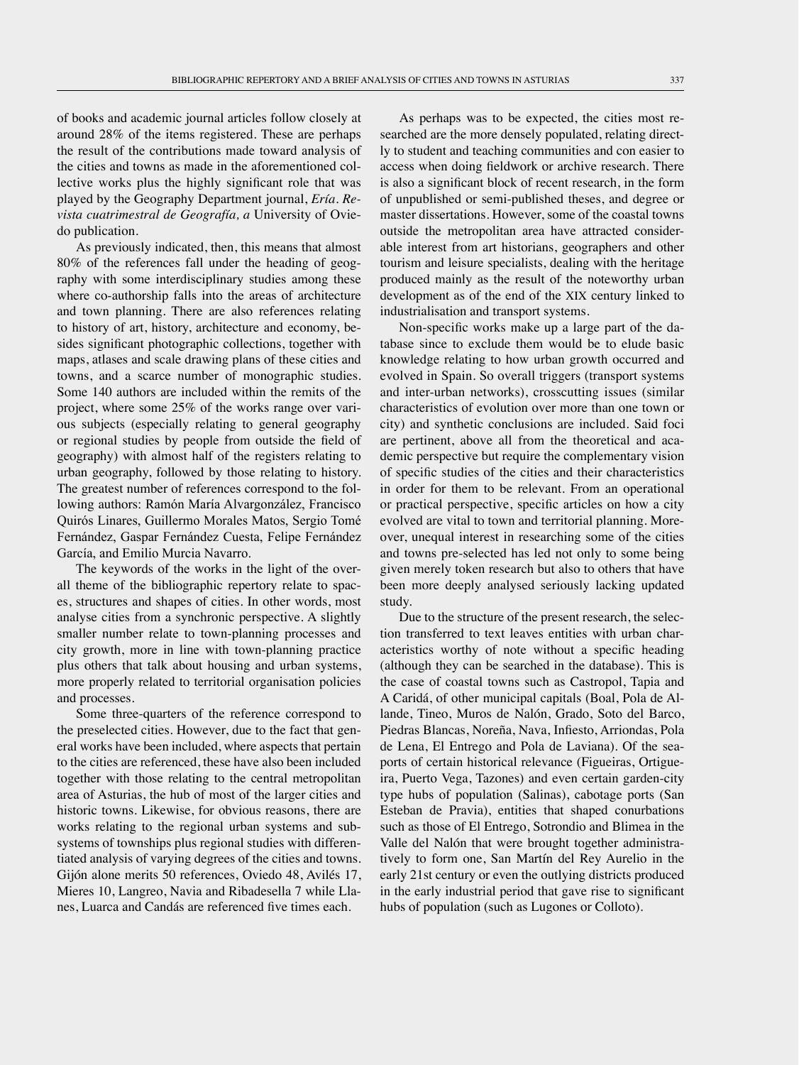of books and academic journal articles follow closely at around 28% of the items registered. These are perhaps the result of the contributions made toward analysis of the cities and towns as made in the aforementioned collective works plus the highly significant role that was played by the Geography Department journal, *Ería. Revista cuatrimestral de Geografía, a* University of Oviedo publication.

As previously indicated, then, this means that almost 80% of the references fall under the heading of geography with some interdisciplinary studies among these where co-authorship falls into the areas of architecture and town planning. There are also references relating to history of art, history, architecture and economy, besides significant photographic collections, together with maps, atlases and scale drawing plans of these cities and towns, and a scarce number of monographic studies. Some 140 authors are included within the remits of the project, where some 25% of the works range over various subjects (especially relating to general geography or regional studies by people from outside the field of geography) with almost half of the registers relating to urban geography, followed by those relating to history. The greatest number of references correspond to the following authors: Ramón María Alvargonzález, Francisco Quirós Linares, Guillermo Morales Matos, Sergio Tomé Fernández, Gaspar Fernández Cuesta, Felipe Fernández García, and Emilio Murcia Navarro.

The keywords of the works in the light of the overall theme of the bibliographic repertory relate to spaces, structures and shapes of cities. In other words, most analyse cities from a synchronic perspective. A slightly smaller number relate to town-planning processes and city growth, more in line with town-planning practice plus others that talk about housing and urban systems, more properly related to territorial organisation policies and processes.

Some three-quarters of the reference correspond to the preselected cities. However, due to the fact that general works have been included, where aspects that pertain to the cities are referenced, these have also been included together with those relating to the central metropolitan area of Asturias, the hub of most of the larger cities and historic towns. Likewise, for obvious reasons, there are works relating to the regional urban systems and subsystems of townships plus regional studies with differentiated analysis of varying degrees of the cities and towns. Gijón alone merits 50 references, Oviedo 48, Avilés 17, Mieres 10, Langreo, Navia and Ribadesella 7 while Llanes, Luarca and Candás are referenced five times each.

As perhaps was to be expected, the cities most researched are the more densely populated, relating directly to student and teaching communities and con easier to access when doing fieldwork or archive research. There is also a significant block of recent research, in the form of unpublished or semi-published theses, and degree or master dissertations. However, some of the coastal towns outside the metropolitan area have attracted considerable interest from art historians, geographers and other tourism and leisure specialists, dealing with the heritage produced mainly as the result of the noteworthy urban development as of the end of the XIX century linked to industrialisation and transport systems.

Non-specific works make up a large part of the database since to exclude them would be to elude basic knowledge relating to how urban growth occurred and evolved in Spain. So overall triggers (transport systems and inter-urban networks), crosscutting issues (similar characteristics of evolution over more than one town or city) and synthetic conclusions are included. Said foci are pertinent, above all from the theoretical and academic perspective but require the complementary vision of specific studies of the cities and their characteristics in order for them to be relevant. From an operational or practical perspective, specific articles on how a city evolved are vital to town and territorial planning. Moreover, unequal interest in researching some of the cities and towns pre-selected has led not only to some being given merely token research but also to others that have been more deeply analysed seriously lacking updated study.

Due to the structure of the present research, the selection transferred to text leaves entities with urban characteristics worthy of note without a specific heading (although they can be searched in the database). This is the case of coastal towns such as Castropol, Tapia and A Caridá, of other municipal capitals (Boal, Pola de Allande, Tineo, Muros de Nalón, Grado, Soto del Barco, Piedras Blancas, Noreña, Nava, Infiesto, Arriondas, Pola de Lena, El Entrego and Pola de Laviana). Of the seaports of certain historical relevance (Figueiras, Ortigueira, Puerto Vega, Tazones) and even certain garden-city type hubs of population (Salinas), cabotage ports (San Esteban de Pravia), entities that shaped conurbations such as those of El Entrego, Sotrondio and Blimea in the Valle del Nalón that were brought together administratively to form one, San Martín del Rey Aurelio in the early 21st century or even the outlying districts produced in the early industrial period that gave rise to significant hubs of population (such as Lugones or Colloto).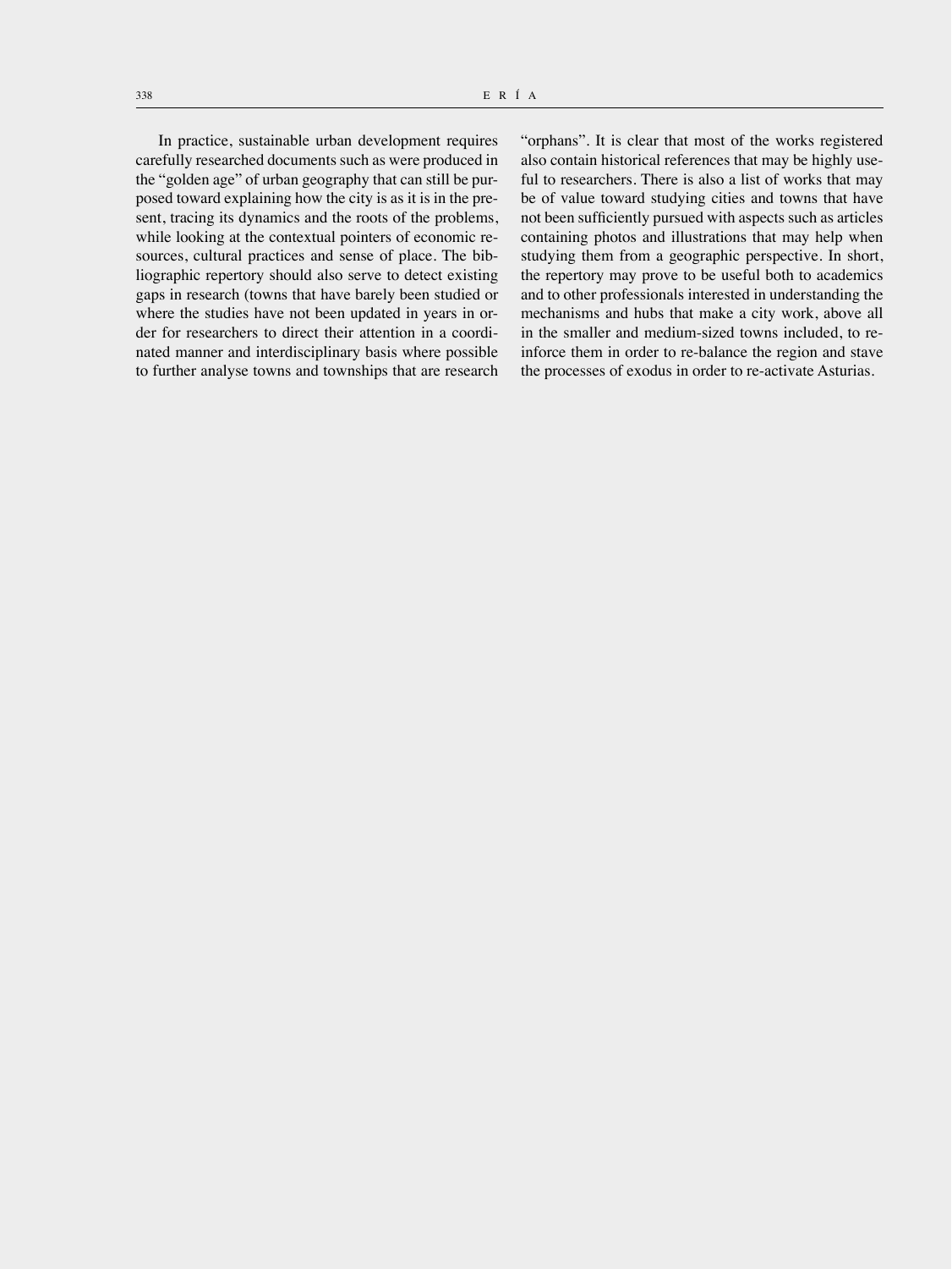In practice, sustainable urban development requires carefully researched documents such as were produced in the "golden age" of urban geography that can still be purposed toward explaining how the city is as it is in the present, tracing its dynamics and the roots of the problems, while looking at the contextual pointers of economic resources, cultural practices and sense of place. The bibliographic repertory should also serve to detect existing gaps in research (towns that have barely been studied or where the studies have not been updated in years in order for researchers to direct their attention in a coordinated manner and interdisciplinary basis where possible to further analyse towns and townships that are research "orphans". It is clear that most of the works registered also contain historical references that may be highly useful to researchers. There is also a list of works that may be of value toward studying cities and towns that have not been sufficiently pursued with aspects such as articles containing photos and illustrations that may help when studying them from a geographic perspective. In short, the repertory may prove to be useful both to academics and to other professionals interested in understanding the mechanisms and hubs that make a city work, above all in the smaller and medium-sized towns included, to reinforce them in order to re-balance the region and stave the processes of exodus in order to re-activate Asturias.